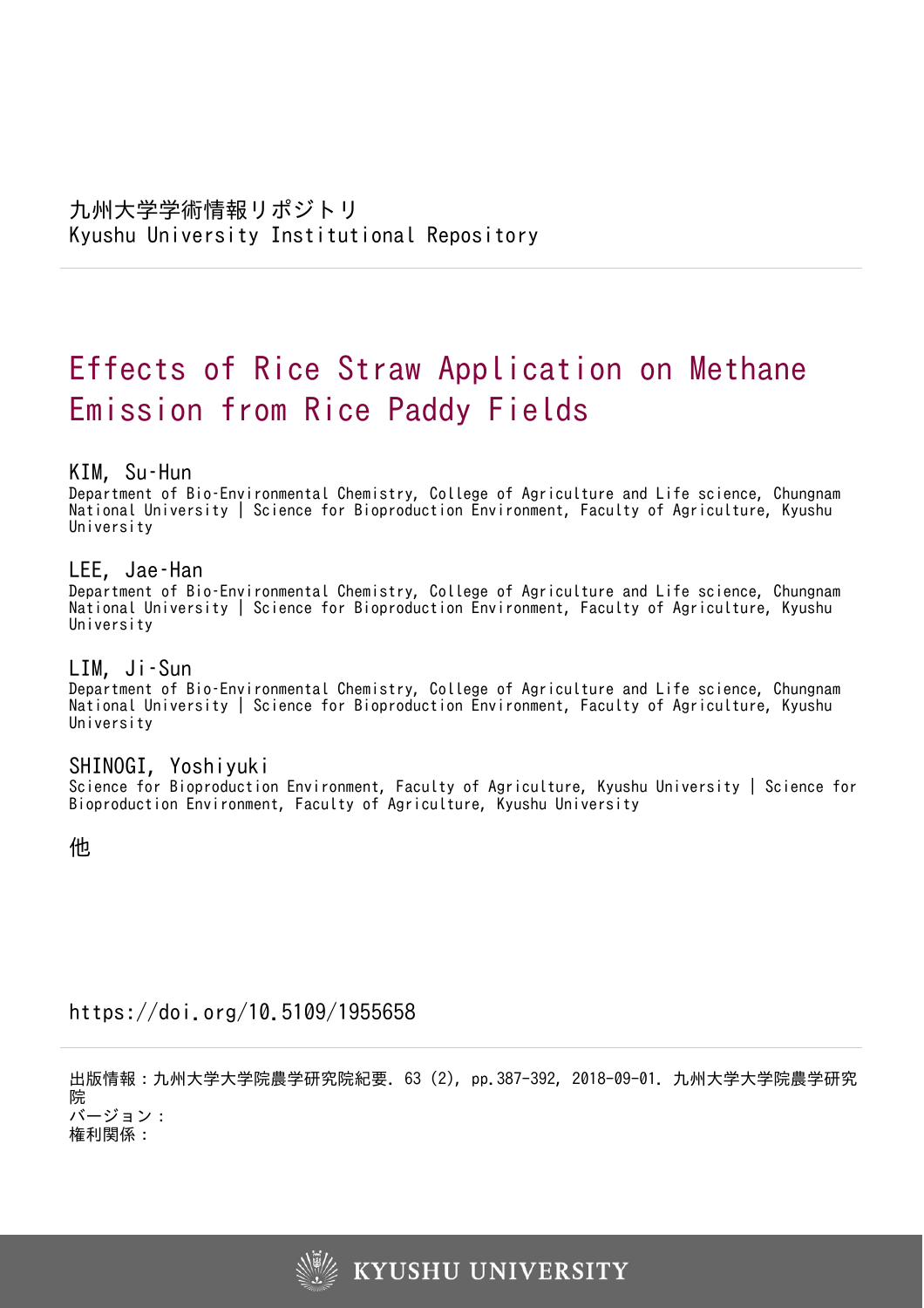九州大学学術情報リポジトリ
Kyushu University Institutional Repository

# Effects of Rice Straw Application on Methane Emission from Rice Paddy Fields

**KIM, Su-Hun**
Department of Bio-Environmental Chemistry, College of Agriculture and Life science, Chungnam National University | Science for Bioproduction Environment, Faculty of Agriculture, Kyushu University

**LEE, Jae-Han**
Department of Bio-Environmental Chemistry, College of Agriculture and Life science, Chungnam National University | Science for Bioproduction Environment, Faculty of Agriculture, Kyushu University

**LIM, Ji-Sun**
Department of Bio-Environmental Chemistry, College of Agriculture and Life science, Chungnam National University | Science for Bioproduction Environment, Faculty of Agriculture, Kyushu University

**SHINOGI, Yoshiyuki**
Science for Bioproduction Environment, Faculty of Agriculture, Kyushu University | Science for Bioproduction Environment, Faculty of Agriculture, Kyushu University

他

https://doi.org/10.5109/1955658

出版情報：九州大学大学院農学研究院紀要. 63 (2), pp.387-392, 2018-09-01. 九州大学大学院農学研究院
バージョン：
権利関係：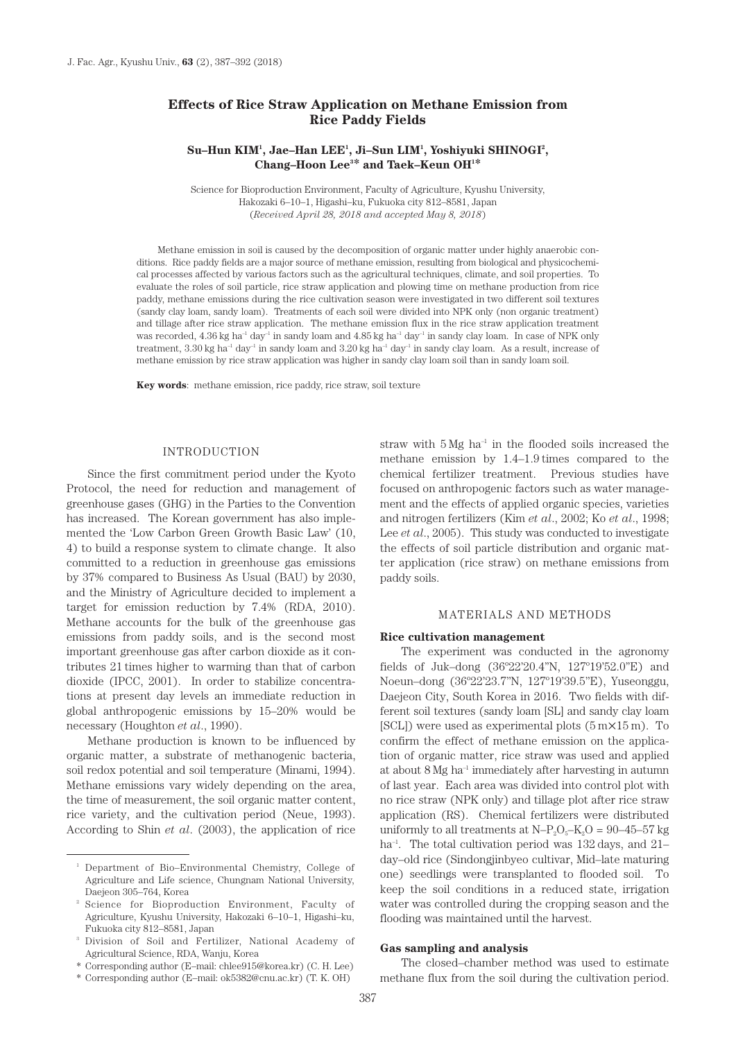# Effects of Rice Straw Application on Methane Emission from Rice Paddy Fields

**Su–Hun KIM[1], Jae–Han LEE[1], Ji–Sun LIM[1], Yoshiyuki SHINOGI[2], Chang–Hoon Lee[3]\* and Taek–Keun OH[1]\***

Science for Bioproduction Environment, Faculty of Agriculture, Kyushu University, Hakozaki 6–10–1, Higashi–ku, Fukuoka city 812–8581, Japan
(*Received April 28, 2018 and accepted May 8, 2018*)

Methane emission in soil is caused by the decomposition of organic matter under highly anaerobic conditions. Rice paddy fields are a major source of methane emission, resulting from biological and physicochemical processes affected by various factors such as the agricultural techniques, climate, and soil properties. To evaluate the roles of soil particle, rice straw application and plowing time on methane production from rice paddy, methane emissions during the rice cultivation season were investigated in two different soil textures (sandy clay loam, sandy loam). Treatments of each soil were divided into NPK only (non organic treatment) and tillage after rice straw application. The methane emission flux in the rice straw application treatment was recorded, 4.36 kg ha$^{-1}$ day$^{-1}$ in sandy loam and 4.85 kg ha$^{-1}$ day$^{-1}$ in sandy clay loam. In case of NPK only treatment, 3.30 kg ha$^{-1}$ day$^{-1}$ in sandy loam and 3.20 kg ha$^{-1}$ day$^{-1}$ in sandy clay loam. As a result, increase of methane emission by rice straw application was higher in sandy clay loam soil than in sandy loam soil.

**Key words**: methane emission, rice paddy, rice straw, soil texture

## INTRODUCTION

Since the first commitment period under the Kyoto Protocol, the need for reduction and management of greenhouse gases (GHG) in the Parties to the Convention has increased. The Korean government has also implemented the 'Low Carbon Green Growth Basic Law' (10, 4) to build a response system to climate change. It also committed to a reduction in greenhouse gas emissions by 37% compared to Business As Usual (BAU) by 2030, and the Ministry of Agriculture decided to implement a target for emission reduction by 7.4% (RDA, 2010). Methane accounts for the bulk of the greenhouse gas emissions from paddy soils, and is the second most important greenhouse gas after carbon dioxide as it contributes 21 times higher to warming than that of carbon dioxide (IPCC, 2001). In order to stabilize concentrations at present day levels an immediate reduction in global anthropogenic emissions by 15–20% would be necessary (Houghton *et al*., 1990).

Methane production is known to be influenced by organic matter, a substrate of methanogenic bacteria, soil redox potential and soil temperature (Minami, 1994). Methane emissions vary widely depending on the area, the time of measurement, the soil organic matter content, rice variety, and the cultivation period (Neue, 1993). According to Shin *et al*. (2003), the application of rice straw with 5 Mg ha$^{-1}$ in the flooded soils increased the methane emission by 1.4–1.9 times compared to the chemical fertilizer treatment. Previous studies have focused on anthropogenic factors such as water management and the effects of applied organic species, varieties and nitrogen fertilizers (Kim *et al*., 2002; Ko *et al*., 1998; Lee *et al*., 2005). This study was conducted to investigate the effects of soil particle distribution and organic matter application (rice straw) on methane emissions from paddy soils.

## MATERIALS AND METHODS

### Rice cultivation management

The experiment was conducted in the agronomy fields of Juk–dong (36°22'20.4"N, 127°19'52.0"E) and Noeun–dong (36°22'23.7"N, 127°19'39.5"E), Yuseonggu, Daejeon City, South Korea in 2016. Two fields with different soil textures (sandy loam [SL] and sandy clay loam [SCL]) were used as experimental plots (5 m×15 m). To confirm the effect of methane emission on the application of organic matter, rice straw was used and applied at about 8 Mg ha$^{-1}$ immediately after harvesting in autumn of last year. Each area was divided into control plot with no rice straw (NPK only) and tillage plot after rice straw application (RS). Chemical fertilizers were distributed uniformly to all treatments at $N–P_2O_5–K_2O$ = 90–45–57 kg ha$^{-1}$. The total cultivation period was 132 days, and 21–day–old rice (Sindongjinbyeo cultivar, Mid–late maturing one) seedlings were transplanted to flooded soil. To keep the soil conditions in a reduced state, irrigation water was controlled during the cropping season and the flooding was maintained until the harvest.

### Gas sampling and analysis

The closed–chamber method was used to estimate methane flux from the soil during the cultivation period.

---

[1] Department of Bio–Environmental Chemistry, College of Agriculture and Life science, Chungnam National University, Daejeon 305–764, Korea

[2] Science for Bioproduction Environment, Faculty of Agriculture, Kyushu University, Hakozaki 6–10–1, Higashi–ku, Fukuoka city 812–8581, Japan

[3] Division of Soil and Fertilizer, National Academy of Agricultural Science, RDA, Wanju, Korea

\* Corresponding author (E–mail: chlee915@korea.kr) (C. H. Lee)

\* Corresponding author (E–mail: ok5382@cnu.ac.kr) (T. K. OH)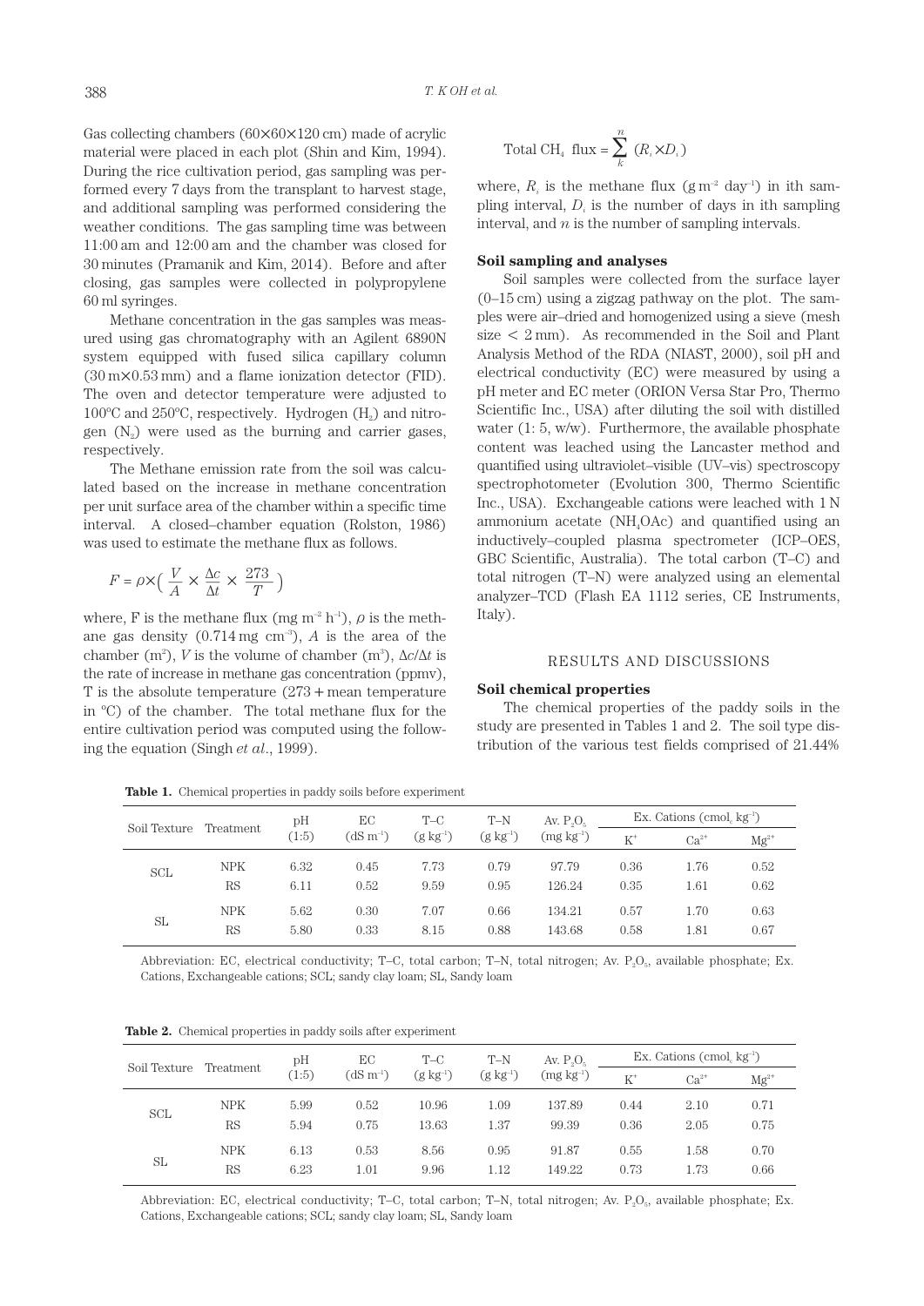Gas collecting chambers (60×60×120 cm) made of acrylic material were placed in each plot (Shin and Kim, 1994). During the rice cultivation period, gas sampling was performed every 7 days from the transplant to harvest stage, and additional sampling was performed considering the weather conditions. The gas sampling time was between 11:00 am and 12:00 am and the chamber was closed for 30 minutes (Pramanik and Kim, 2014). Before and after closing, gas samples were collected in polypropylene 60 ml syringes.

Methane concentration in the gas samples was measured using gas chromatography with an Agilent 6890N system equipped with fused silica capillary column (30 m×0.53 mm) and a flame ionization detector (FID). The oven and detector temperature were adjusted to 100°C and 250°C, respectively. Hydrogen ($H_2$) and nitrogen ($N_2$) were used as the burning and carrier gases, respectively.

The Methane emission rate from the soil was calculated based on the increase in methane concentration per unit surface area of the chamber within a specific time interval. A closed–chamber equation (Rolston, 1986) was used to estimate the methane flux as follows.

$$F = \rho \times \left( \frac{V}{A} \times \frac{\Delta c}{\Delta t} \times \frac{273}{T} \right)$$

where, F is the methane flux (mg $m^{-2}$ $h^{-1}$), $\rho$ is the methane gas density (0.714 mg $cm^{-3}$), $A$ is the area of the chamber ($m^2$), $V$ is the volume of chamber ($m^3$), $\Delta c/\Delta t$ is the rate of increase in methane gas concentration (ppmv), T is the absolute temperature (273 + mean temperature in °C) of the chamber. The total methane flux for the entire cultivation period was computed using the following the equation (Singh *et al*., 1999).

$$\text{Total } CH_4 \text{ flux} = \sum_{k}^{n} (R_i \times D_i)$$

where, $R_i$ is the methane flux (g $m^{-2}$ $day^{-1}$) in ith sampling interval, $D_i$ is the number of days in ith sampling interval, and $n$ is the number of sampling intervals.

### Soil sampling and analyses

Soil samples were collected from the surface layer (0–15 cm) using a zigzag pathway on the plot. The samples were air–dried and homogenized using a sieve (mesh size < 2 mm). As recommended in the Soil and Plant Analysis Method of the RDA (NIAST, 2000), soil pH and electrical conductivity (EC) were measured by using a pH meter and EC meter (ORION Versa Star Pro, Thermo Scientific Inc., USA) after diluting the soil with distilled water (1: 5, w/w). Furthermore, the available phosphate content was leached using the Lancaster method and quantified using ultraviolet–visible (UV–vis) spectroscopy spectrophotometer (Evolution 300, Thermo Scientific Inc., USA). Exchangeable cations were leached with 1 N ammonium acetate ($NH_4OAc$) and quantified using an inductively–coupled plasma spectrometer (ICP–OES, GBC Scientific, Australia). The total carbon (T–C) and total nitrogen (T–N) were analyzed using an elemental analyzer–TCD (Flash EA 1112 series, CE Instruments, Italy).

## RESULTS AND DISCUSSIONS

### Soil chemical properties

The chemical properties of the paddy soils in the study are presented in Tables 1 and 2. The soil type distribution of the various test fields comprised of 21.44%

**Table 1.** Chemical properties in paddy soils before experiment

| Soil Texture | Treatment | pH (1:5) | EC (dS $m^{-1}$) | T–C (g $kg^{-1}$) | T–N (g $kg^{-1}$) | Av. $P_2O_5$ (mg $kg^{-1}$) | Ex. Cations (cmol$_c$ $kg^{-1}$) | | |
|---|---|---|---|---|---|---|---|---|---|
| | | | | | | | $K^+$ | $Ca^{2+}$ | $Mg^{2+}$ |
| SCL | NPK | 6.32 | 0.45 | 7.73 | 0.79 | 97.79 | 0.36 | 1.76 | 0.52 |
| | RS | 6.11 | 0.52 | 9.59 | 0.95 | 126.24 | 0.35 | 1.61 | 0.62 |
| SL | NPK | 5.62 | 0.30 | 7.07 | 0.66 | 134.21 | 0.57 | 1.70 | 0.63 |
| | RS | 5.80 | 0.33 | 8.15 | 0.88 | 143.68 | 0.58 | 1.81 | 0.67 |

Abbreviation: EC, electrical conductivity; T–C, total carbon; T–N, total nitrogen; Av. $P_2O_5$, available phosphate; Ex. Cations, Exchangeable cations; SCL; sandy clay loam; SL, Sandy loam

**Table 2.** Chemical properties in paddy soils after experiment

| Soil Texture | Treatment | pH (1:5) | EC (dS $m^{-1}$) | T–C (g $kg^{-1}$) | T–N (g $kg^{-1}$) | Av. $P_2O_5$ (mg $kg^{-1}$) | Ex. Cations (cmol$_c$ $kg^{-1}$) | | |
|---|---|---|---|---|---|---|---|---|---|
| | | | | | | | $K^+$ | $Ca^{2+}$ | $Mg^{2+}$ |
| SCL | NPK | 5.99 | 0.52 | 10.96 | 1.09 | 137.89 | 0.44 | 2.10 | 0.71 |
| | RS | 5.94 | 0.75 | 13.63 | 1.37 | 99.39 | 0.36 | 2.05 | 0.75 |
| SL | NPK | 6.13 | 0.53 | 8.56 | 0.95 | 91.87 | 0.55 | 1.58 | 0.70 |
| | RS | 6.23 | 1.01 | 9.96 | 1.12 | 149.22 | 0.73 | 1.73 | 0.66 |

Abbreviation: EC, electrical conductivity; T–C, total carbon; T–N, total nitrogen; Av. $P_2O_5$, available phosphate; Ex. Cations, Exchangeable cations; SCL; sandy clay loam; SL, Sandy loam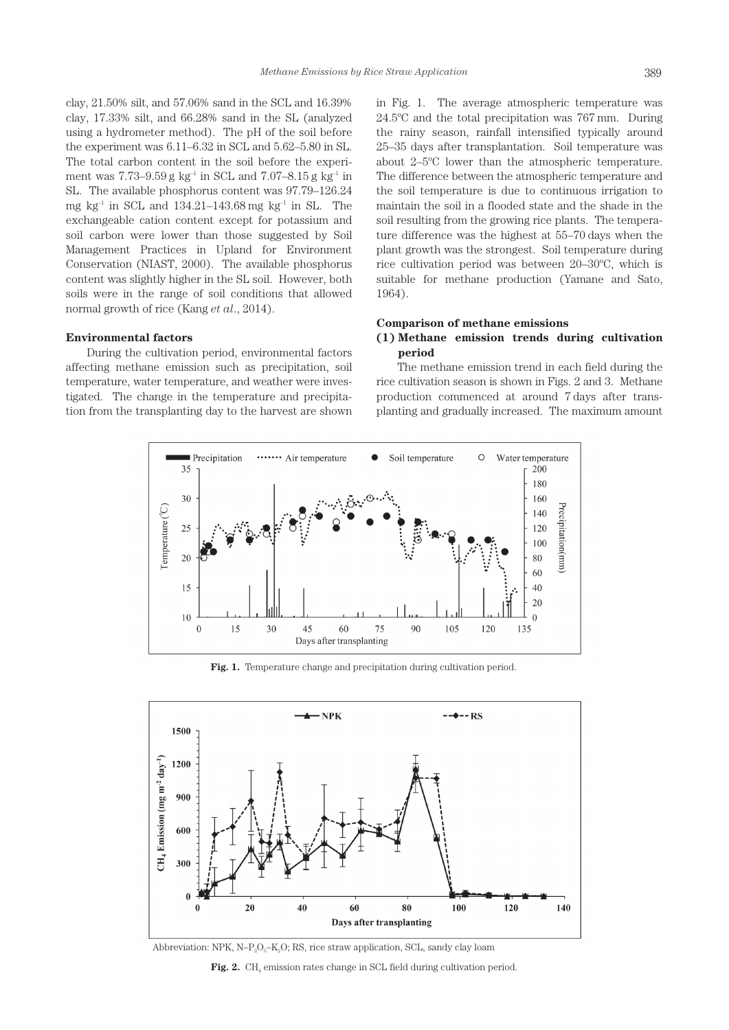clay, 21.50% silt, and 57.06% sand in the SCL and 16.39% clay, 17.33% silt, and 66.28% sand in the SL (analyzed using a hydrometer method). The pH of the soil before the experiment was 6.11–6.32 in SCL and 5.62–5.80 in SL. The total carbon content in the soil before the experiment was 7.73–9.59 g $kg^{-1}$ in SCL and 7.07–8.15 g $kg^{-1}$ in SL. The available phosphorus content was 97.79–126.24 mg $kg^{-1}$ in SCL and 134.21–143.68 mg $kg^{-1}$ in SL. The exchangeable cation content except for potassium and soil carbon were lower than those suggested by Soil Management Practices in Upland for Environment Conservation (NIAST, 2000). The available phosphorus content was slightly higher in the SL soil. However, both soils were in the range of soil conditions that allowed normal growth of rice (Kang *et al.*, 2014).

**Environmental factors**

During the cultivation period, environmental factors affecting methane emission such as precipitation, soil temperature, water temperature, and weather were investigated. The change in the temperature and precipitation from the transplanting day to the harvest are shown in Fig. 1. The average atmospheric temperature was 24.5°C and the total precipitation was 767 mm. During the rainy season, rainfall intensified typically around 25–35 days after transplantation. Soil temperature was about 2–5°C lower than the atmospheric temperature. The difference between the atmospheric temperature and the soil temperature is due to continuous irrigation to maintain the soil in a flooded state and the shade in the soil resulting from the growing rice plants. The temperature difference was the highest at 55–70 days when the plant growth was the strongest. Soil temperature during rice cultivation period was between 20–30°C, which is suitable for methane production (Yamane and Sato, 1964).

**Comparison of methane emissions**

**(1) Methane emission trends during cultivation period**

The methane emission trend in each field during the rice cultivation season is shown in Figs. 2 and 3. Methane production commenced at around 7 days after transplanting and gradually increased. The maximum amount

**Fig. 1.** Temperature change and precipitation during cultivation period.

Abbreviation: NPK, N–$P_2O_5$–$K_2O$; RS, rice straw application, SCL, sandy clay loam

**Fig. 2.** $CH_4$ emission rates change in SCL field during cultivation period.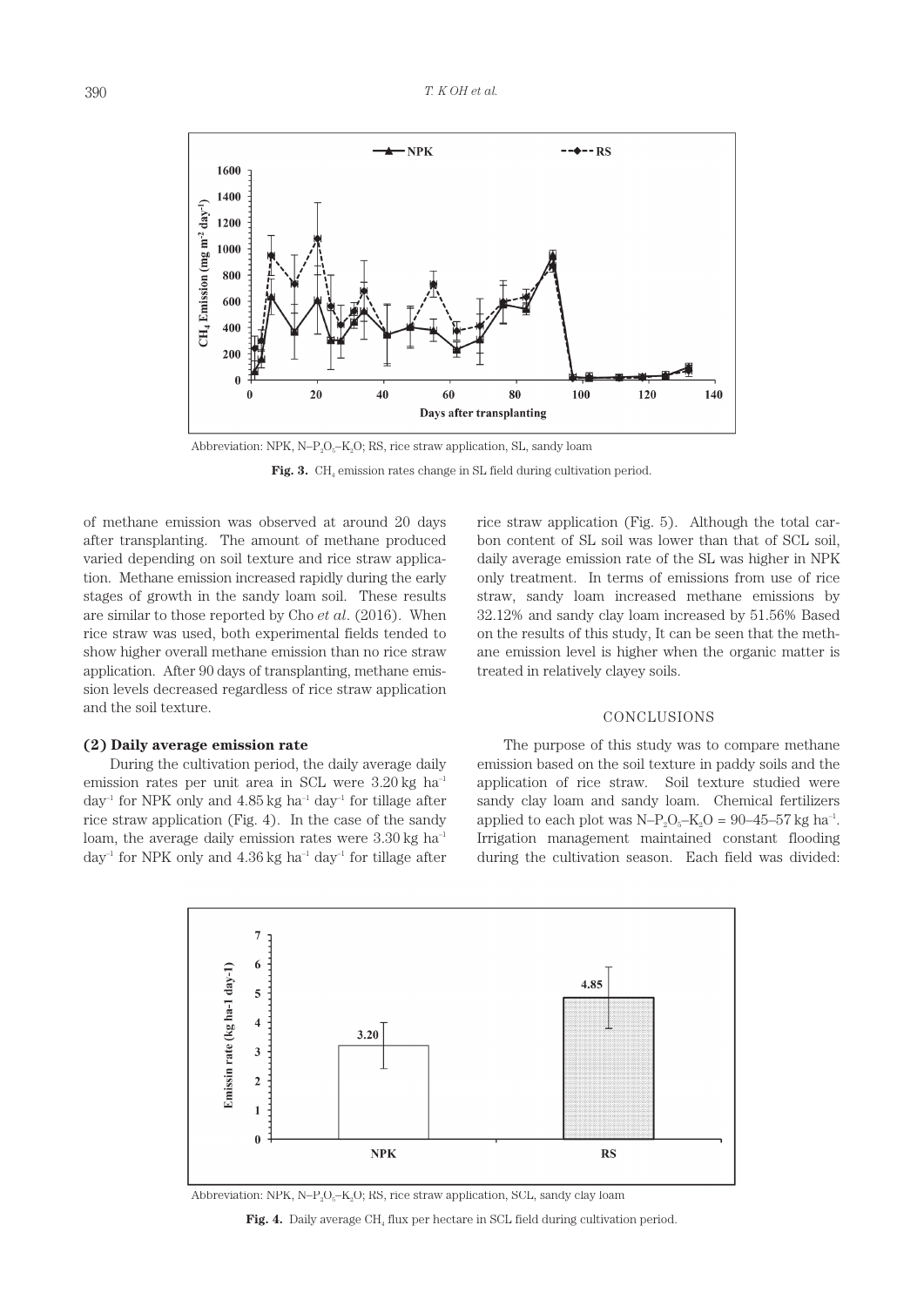Abbreviation: NPK, N–$P_2O_5$–$K_2O$; RS, rice straw application, SL, sandy loam

**Fig. 3.** $CH_4$ emission rates change in SL field during cultivation period.

of methane emission was observed at around 20 days after transplanting. The amount of methane produced varied depending on soil texture and rice straw application. Methane emission increased rapidly during the early stages of growth in the sandy loam soil. These results are similar to those reported by Cho *et al*. (2016). When rice straw was used, both experimental fields tended to show higher overall methane emission than no rice straw application. After 90 days of transplanting, methane emission levels decreased regardless of rice straw application and the soil texture.

**(2) Daily average emission rate**

During the cultivation period, the daily average daily emission rates per unit area in SCL were 3.20 kg $ha^{-1}$ $day^{-1}$ for NPK only and 4.85 kg $ha^{-1}$ $day^{-1}$ for tillage after rice straw application (Fig. 4). In the case of the sandy loam, the average daily emission rates were 3.30 kg $ha^{-1}$ $day^{-1}$ for NPK only and 4.36 kg $ha^{-1}$ $day^{-1}$ for tillage after rice straw application (Fig. 5). Although the total carbon content of SL soil was lower than that of SCL soil, daily average emission rate of the SL was higher in NPK only treatment. In terms of emissions from use of rice straw, sandy loam increased methane emissions by 32.12% and sandy clay loam increased by 51.56% Based on the results of this study, It can be seen that the methane emission level is higher when the organic matter is treated in relatively clayey soils.

## CONCLUSIONS

The purpose of this study was to compare methane emission based on the soil texture in paddy soils and the application of rice straw. Soil texture studied were sandy clay loam and sandy loam. Chemical fertilizers applied to each plot was N–$P_2O_5$–$K_2O$ = 90–45–57 kg $ha^{-1}$. Irrigation management maintained constant flooding during the cultivation season. Each field was divided:

Abbreviation: NPK, N–$P_2O_5$–$K_2O$; RS, rice straw application, SCL, sandy clay loam

**Fig. 4.** Daily average $CH_4$ flux per hectare in SCL field during cultivation period.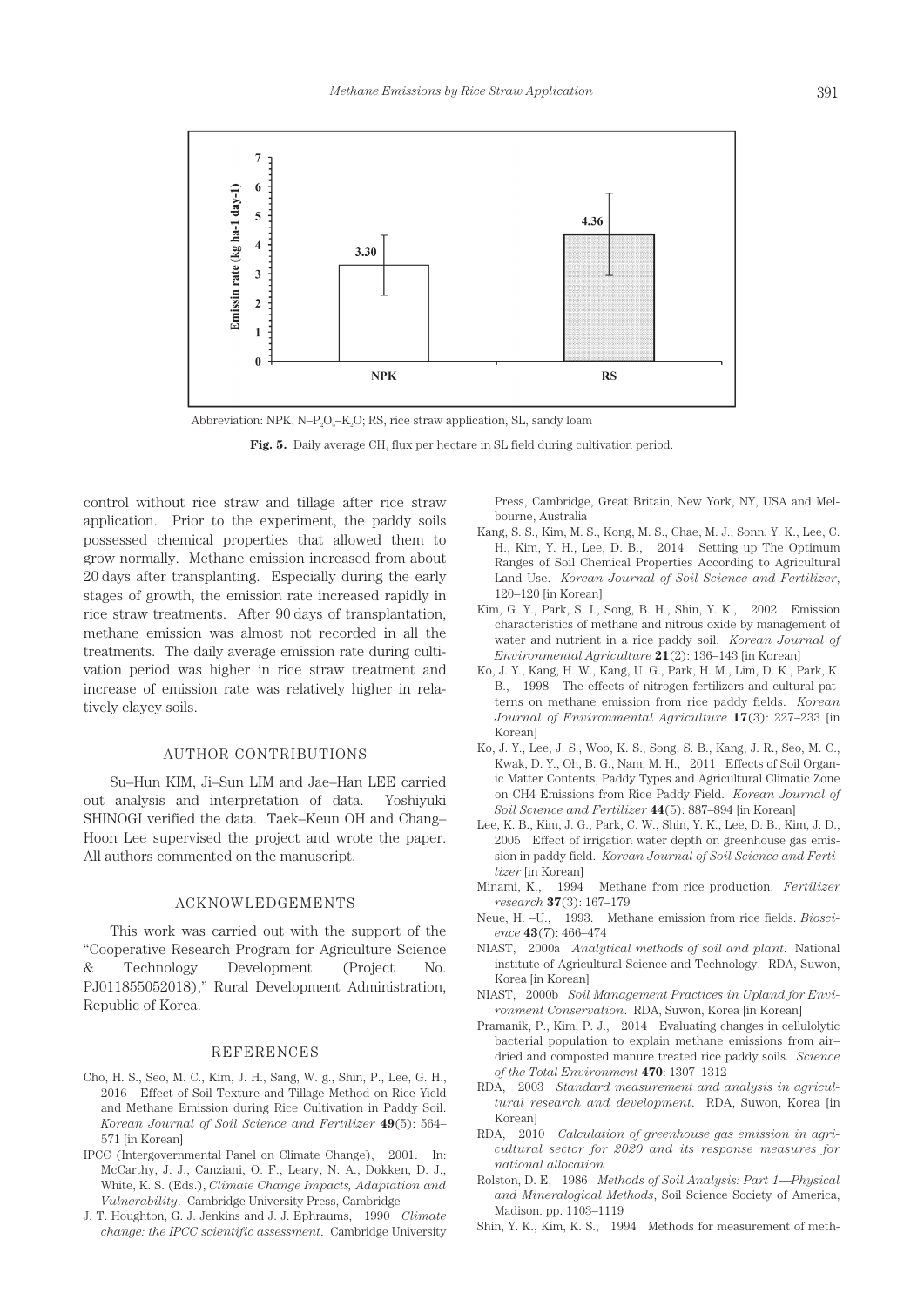Abbreviation: NPK, N–$P_2O_5$–$K_2O$; RS, rice straw application, SL, sandy loam

**Fig. 5.** Daily average $CH_4$ flux per hectare in SL field during cultivation period.

control without rice straw and tillage after rice straw application. Prior to the experiment, the paddy soils possessed chemical properties that allowed them to grow normally. Methane emission increased from about 20 days after transplanting. Especially during the early stages of growth, the emission rate increased rapidly in rice straw treatments. After 90 days of transplantation, methane emission was almost not recorded in all the treatments. The daily average emission rate during cultivation period was higher in rice straw treatment and increase of emission rate was relatively higher in relatively clayey soils.

## AUTHOR CONTRIBUTIONS

Su–Hun KIM, Ji–Sun LIM and Jae–Han LEE carried out analysis and interpretation of data. Yoshiyuki SHINOGI verified the data. Taek–Keun OH and Chang–Hoon Lee supervised the project and wrote the paper. All authors commented on the manuscript.

## ACKNOWLEDGEMENTS

This work was carried out with the support of the "Cooperative Research Program for Agriculture Science & Technology Development (Project No. PJ011855052018)," Rural Development Administration, Republic of Korea.

## REFERENCES

Cho, H. S., Seo, M. C., Kim, J. H., Sang, W. g., Shin, P., Lee, G. H., 2016 Effect of Soil Texture and Tillage Method on Rice Yield and Methane Emission during Rice Cultivation in Paddy Soil. *Korean Journal of Soil Science and Fertilizer* **49**(5): 564–571 [in Korean]

IPCC (Intergovernmental Panel on Climate Change), 2001. In: McCarthy, J. J., Canziani, O. F., Leary, N. A., Dokken, D. J., White, K. S. (Eds.), *Climate Change Impacts, Adaptation and Vulnerability*. Cambridge University Press, Cambridge

J. T. Houghton, G. J. Jenkins and J. J. Ephraums, 1990 *Climate change: the IPCC scientific assessment*. Cambridge University Press, Cambridge, Great Britain, New York, NY, USA and Melbourne, Australia

Kang, S. S., Kim, M. S., Kong, M. S., Chae, M. J., Sonn, Y. K., Lee, C. H., Kim, Y. H., Lee, D. B., 2014 Setting up The Optimum Ranges of Soil Chemical Properties According to Agricultural Land Use. *Korean Journal of Soil Science and Fertilizer*, 120–120 [in Korean]

Kim, G. Y., Park, S. I., Song, B. H., Shin, Y. K., 2002 Emission characteristics of methane and nitrous oxide by management of water and nutrient in a rice paddy soil. *Korean Journal of Environmental Agriculture* **21**(2): 136–143 [in Korean]

Ko, J. Y., Kang, H. W., Kang, U. G., Park, H. M., Lim, D. K., Park, K. B., 1998 The effects of nitrogen fertilizers and cultural patterns on methane emission from rice paddy fields. *Korean Journal of Environmental Agriculture* **17**(3): 227–233 [in Korean]

Ko, J. Y., Lee, J. S., Woo, K. S., Song, S. B., Kang, J. R., Seo, M. C., Kwak, D. Y., Oh, B. G., Nam, M. H., 2011 Effects of Soil Organic Matter Contents, Paddy Types and Agricultural Climatic Zone on CH4 Emissions from Rice Paddy Field. *Korean Journal of Soil Science and Fertilizer* **44**(5): 887–894 [in Korean]

Lee, K. B., Kim, J. G., Park, C. W., Shin, Y. K., Lee, D. B., Kim, J. D., 2005 Effect of irrigation water depth on greenhouse gas emission in paddy field. *Korean Journal of Soil Science and Fertilizer* [in Korean]

Minami, K., 1994 Methane from rice production. *Fertilizer research* **37**(3): 167–179

Neue, H. –U., 1993. Methane emission from rice fields. *Bioscience* **43**(7): 466–474

NIAST, 2000a *Analytical methods of soil and plant*. National institute of Agricultural Science and Technology. RDA, Suwon, Korea [in Korean]

NIAST, 2000b *Soil Management Practices in Upland for Environment Conservation*. RDA, Suwon, Korea [in Korean]

Pramanik, P., Kim, P. J., 2014 Evaluating changes in cellulolytic bacterial population to explain methane emissions from air–dried and composted manure treated rice paddy soils. *Science of the Total Environment* **470**: 1307–1312

RDA, 2003 *Standard measurement and analysis in agricultural research and development*. RDA, Suwon, Korea [in Korean]

RDA, 2010 *Calculation of greenhouse gas emission in agricultural sector for 2020 and its response measures for national allocation*

Rolston, D. E, 1986 *Methods of Soil Analysis: Part 1—Physical and Mineralogical Methods*, Soil Science Society of America, Madison. pp. 1103–1119

Shin, Y. K., Kim, K. S., 1994 Methods for measurement of meth-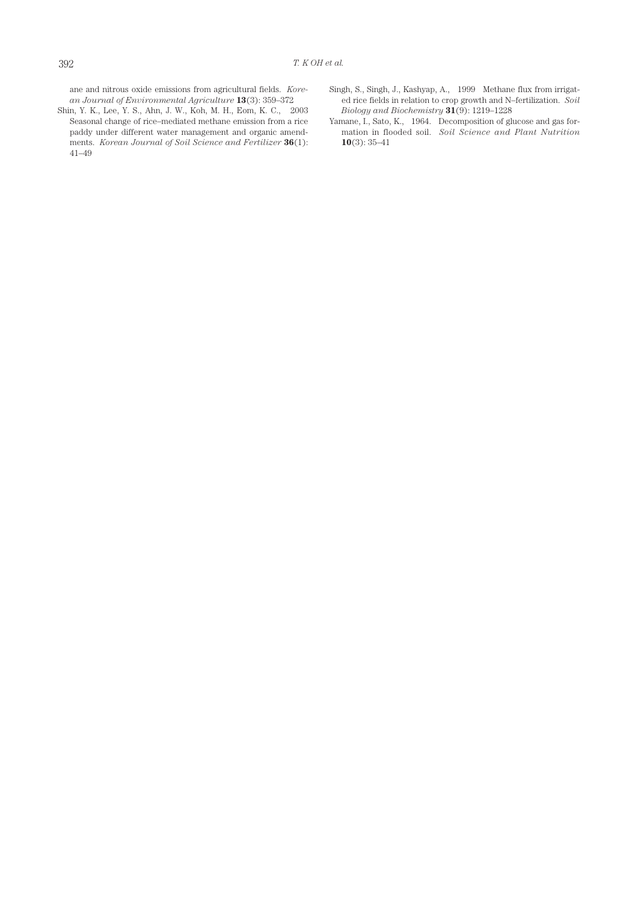ane and nitrous oxide emissions from agricultural fields. *Korean Journal of Environmental Agriculture* **13**(3): 359–372

Shin, Y. K., Lee, Y. S., Ahn, J. W., Koh, M. H., Eom, K. C., 2003 Seasonal change of rice–mediated methane emission from a rice paddy under different water management and organic amendments. *Korean Journal of Soil Science and Fertilizer* **36**(1): 41–49

Singh, S., Singh, J., Kashyap, A., 1999 Methane flux from irrigated rice fields in relation to crop growth and N–fertilization. *Soil Biology and Biochemistry* **31**(9): 1219–1228

Yamane, I., Sato, K., 1964. Decomposition of glucose and gas formation in flooded soil. *Soil Science and Plant Nutrition* **10**(3): 35–41